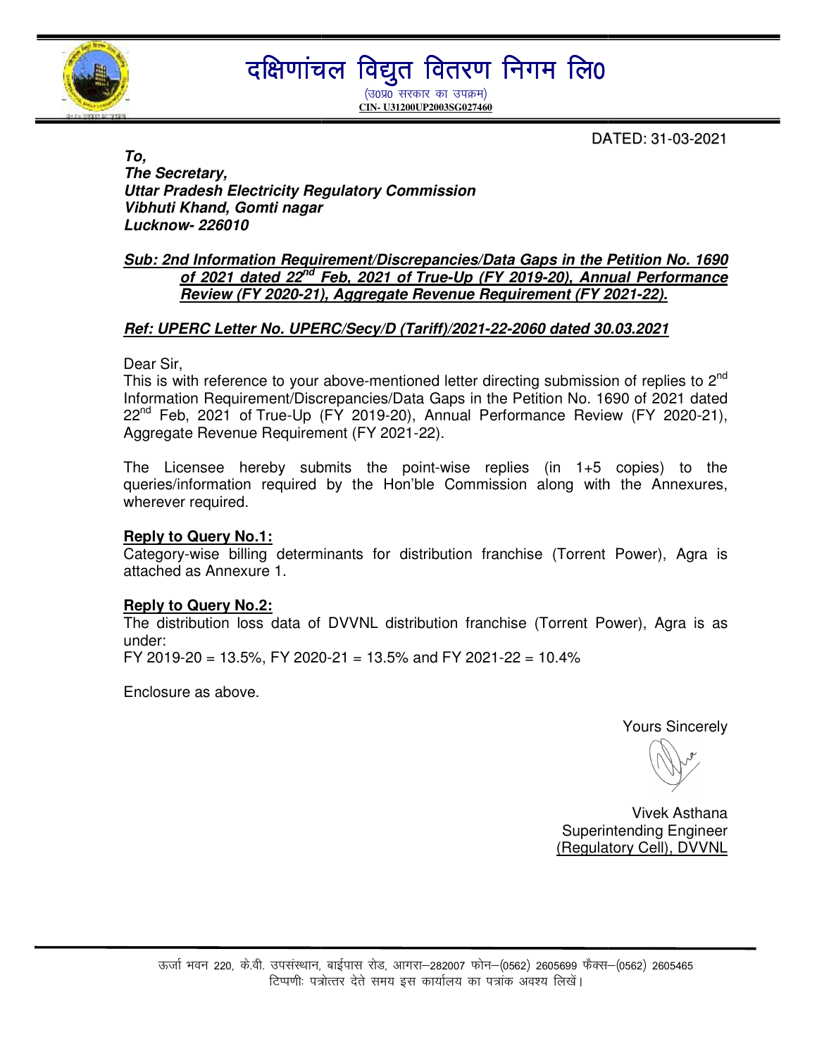# दक्षिणांचल विद्युत वितरण निगम लि०

(उ०प्र० सरकार का उपक्रम)

**CIN- U31200UP2003SG027460**

DATED: 31-03-2021

***To,***
***The Secretary,***
***Uttar Pradesh Electricity Regulatory Commission***
***Vibhuti Khand, Gomti nagar***
***Lucknow- 226010***

***Sub: 2nd Information Requirement/Discrepancies/Data Gaps in the Petition No. 1690 of 2021 dated 22nd Feb, 2021 of True-Up (FY 2019-20), Annual Performance Review (FY 2020-21), Aggregate Revenue Requirement (FY 2021-22).***

***Ref: UPERC Letter No. UPERC/Secy/D (Tariff)/2021-22-2060 dated 30.03.2021***

Dear Sir,

This is with reference to your above-mentioned letter directing submission of replies to 2nd Information Requirement/Discrepancies/Data Gaps in the Petition No. 1690 of 2021 dated 22nd Feb, 2021 of True-Up (FY 2019-20), Annual Performance Review (FY 2020-21), Aggregate Revenue Requirement (FY 2021-22).

The Licensee hereby submits the point-wise replies (in 1+5 copies) to the queries/information required by the Hon'ble Commission along with the Annexures, wherever required.

**Reply to Query No.1:**

Category-wise billing determinants for distribution franchise (Torrent Power), Agra is attached as Annexure 1.

**Reply to Query No.2:**

The distribution loss data of DVVNL distribution franchise (Torrent Power), Agra is as under:

FY 2019-20 = 13.5%, FY 2020-21 = 13.5% and FY 2021-22 = 10.4%

Enclosure as above.

Yours Sincerely

Vivek Asthana
Superintending Engineer
(Regulatory Cell), DVVNL

ऊर्जा भवन 220, के.वी. उपसंस्थान, बाईपास रोड, आगरा–282007 फोन–(0562) 2605699 फैक्स–(0562) 2605465
टिप्पणीः पत्रोत्तर देते समय इस कार्यालय का पत्रांक अवश्य लिखें।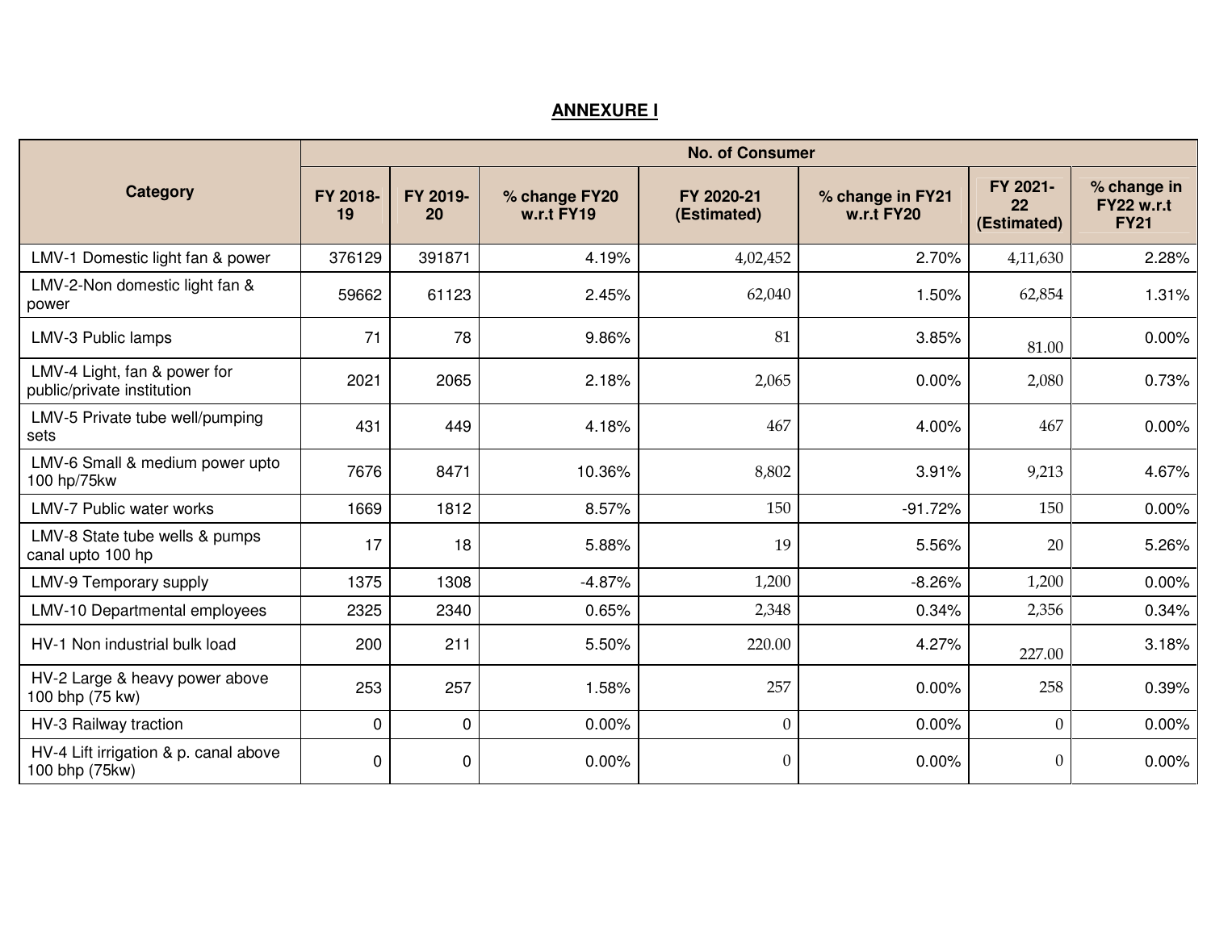## ANNEXURE I

| Category | No. of Consumer | | | | | | |
|---|---|---|---|---|---|---|---|
| | FY 2018-19 | FY 2019-20 | % change FY20 w.r.t FY19 | FY 2020-21 (Estimated) | % change in FY21 w.r.t FY20 | FY 2021-22 (Estimated) | % change in FY22 w.r.t FY21 |
| LMV-1 Domestic light fan & power | 376129 | 391871 | 4.19% | 4,02,452 | 2.70% | 4,11,630 | 2.28% |
| LMV-2-Non domestic light fan & power | 59662 | 61123 | 2.45% | 62,040 | 1.50% | 62,854 | 1.31% |
| LMV-3 Public lamps | 71 | 78 | 9.86% | 81 | 3.85% | 81.00 | 0.00% |
| LMV-4 Light, fan & power for public/private institution | 2021 | 2065 | 2.18% | 2,065 | 0.00% | 2,080 | 0.73% |
| LMV-5 Private tube well/pumping sets | 431 | 449 | 4.18% | 467 | 4.00% | 467 | 0.00% |
| LMV-6 Small & medium power upto 100 hp/75kw | 7676 | 8471 | 10.36% | 8,802 | 3.91% | 9,213 | 4.67% |
| LMV-7 Public water works | 1669 | 1812 | 8.57% | 150 | -91.72% | 150 | 0.00% |
| LMV-8 State tube wells & pumps canal upto 100 hp | 17 | 18 | 5.88% | 19 | 5.56% | 20 | 5.26% |
| LMV-9 Temporary supply | 1375 | 1308 | -4.87% | 1,200 | -8.26% | 1,200 | 0.00% |
| LMV-10 Departmental employees | 2325 | 2340 | 0.65% | 2,348 | 0.34% | 2,356 | 0.34% |
| HV-1 Non industrial bulk load | 200 | 211 | 5.50% | 220.00 | 4.27% | 227.00 | 3.18% |
| HV-2 Large & heavy power above 100 bhp (75 kw) | 253 | 257 | 1.58% | 257 | 0.00% | 258 | 0.39% |
| HV-3 Railway traction | 0 | 0 | 0.00% | 0 | 0.00% | 0 | 0.00% |
| HV-4 Lift irrigation & p. canal above 100 bhp (75kw) | 0 | 0 | 0.00% | 0 | 0.00% | 0 | 0.00% |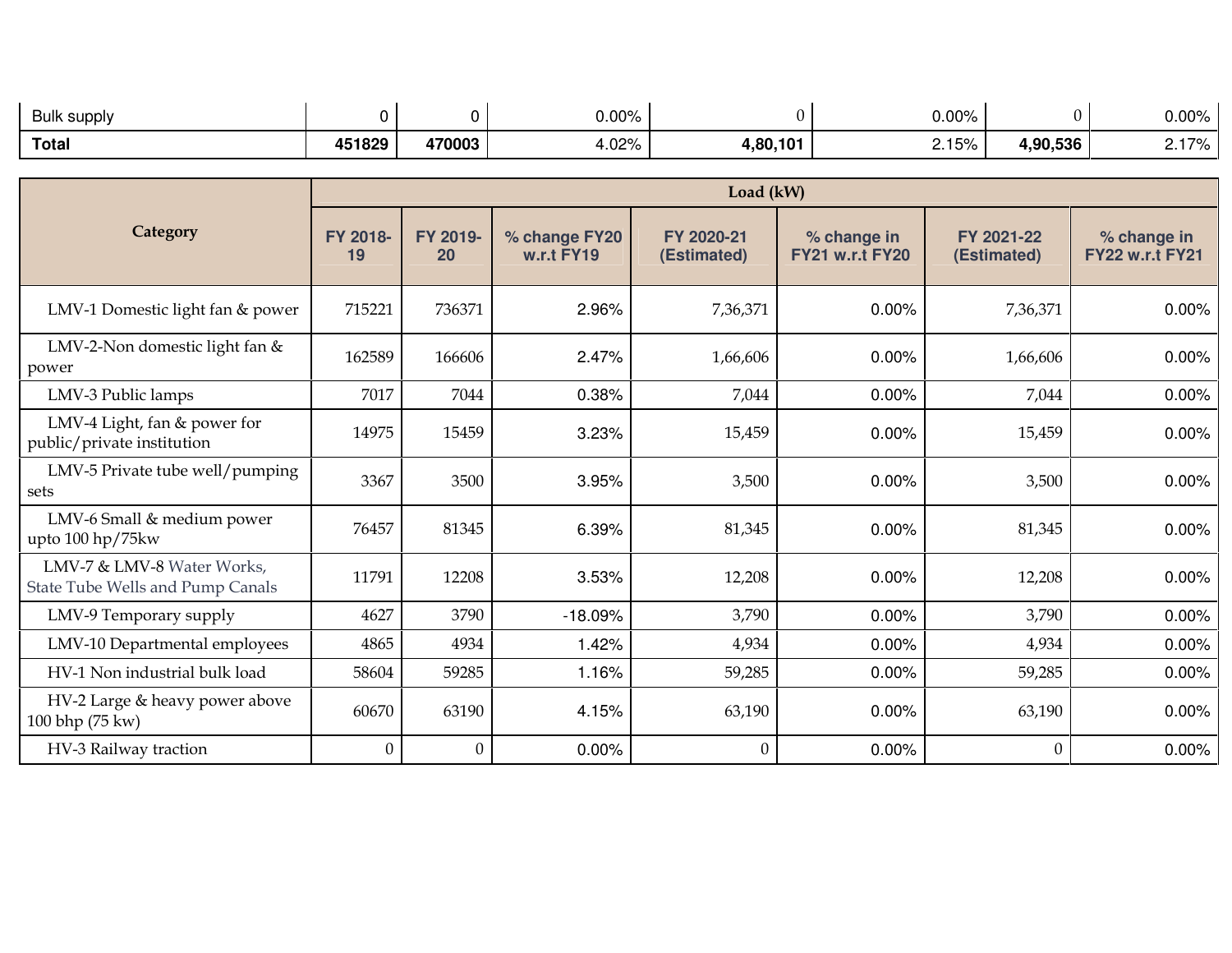| Bulk supply | 0 | 0 | 0.00% | 0 | 0.00% | 0 | 0.00% |
|---|---|---|---|---|---|---|---|
| **Total** | **451829** | **470003** | 4.02% | **4,80,101** | 2.15% | **4,90,536** | 2.17% |

| Category | Load (kW) | | | | | | |
|---|---|---|---|---|---|---|---|
| | FY 2018-19 | FY 2019-20 | % change FY20 w.r.t FY19 | FY 2020-21 (Estimated) | % change in FY21 w.r.t FY20 | FY 2021-22 (Estimated) | % change in FY22 w.r.t FY21 |
| LMV-1 Domestic light fan & power | 715221 | 736371 | 2.96% | 7,36,371 | 0.00% | 7,36,371 | 0.00% |
| LMV-2-Non domestic light fan & power | 162589 | 166606 | 2.47% | 1,66,606 | 0.00% | 1,66,606 | 0.00% |
| LMV-3 Public lamps | 7017 | 7044 | 0.38% | 7,044 | 0.00% | 7,044 | 0.00% |
| LMV-4 Light, fan & power for public/private institution | 14975 | 15459 | 3.23% | 15,459 | 0.00% | 15,459 | 0.00% |
| LMV-5 Private tube well/pumping sets | 3367 | 3500 | 3.95% | 3,500 | 0.00% | 3,500 | 0.00% |
| LMV-6 Small & medium power upto 100 hp/75kw | 76457 | 81345 | 6.39% | 81,345 | 0.00% | 81,345 | 0.00% |
| LMV-7 & LMV-8 Water Works, State Tube Wells and Pump Canals | 11791 | 12208 | 3.53% | 12,208 | 0.00% | 12,208 | 0.00% |
| LMV-9 Temporary supply | 4627 | 3790 | -18.09% | 3,790 | 0.00% | 3,790 | 0.00% |
| LMV-10 Departmental employees | 4865 | 4934 | 1.42% | 4,934 | 0.00% | 4,934 | 0.00% |
| HV-1 Non industrial bulk load | 58604 | 59285 | 1.16% | 59,285 | 0.00% | 59,285 | 0.00% |
| HV-2 Large & heavy power above 100 bhp (75 kw) | 60670 | 63190 | 4.15% | 63,190 | 0.00% | 63,190 | 0.00% |
| HV-3 Railway traction | 0 | 0 | 0.00% | 0 | 0.00% | 0 | 0.00% |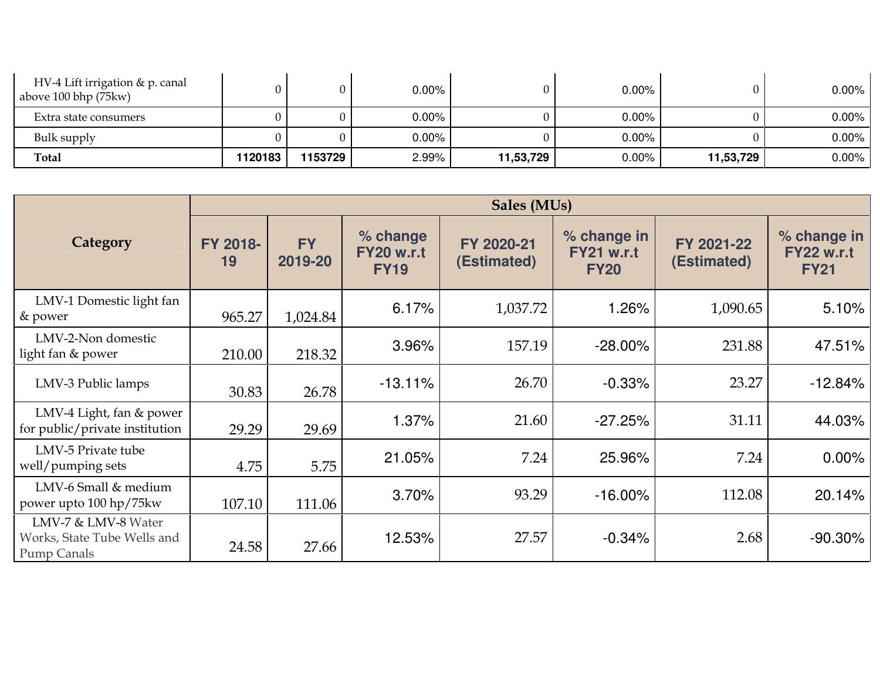| | | | | | | | |
|---|---|---|---|---|---|---|---|
| HV-4 Lift irrigation & p. canal above 100 bhp (75kw) | 0 | 0 | 0.00% | 0 | 0.00% | 0 | 0.00% |
| Extra state consumers | 0 | 0 | 0.00% | 0 | 0.00% | 0 | 0.00% |
| Bulk supply | 0 | 0 | 0.00% | 0 | 0.00% | 0 | 0.00% |
| **Total** | **1120183** | **1153729** | 2.99% | **11,53,729** | 0.00% | **11,53,729** | 0.00% |

| Category | Sales (MUs) | | | | | | |
|---|---|---|---|---|---|---|---|
| | FY 2018-19 | FY 2019-20 | % change FY20 w.r.t FY19 | FY 2020-21 (Estimated) | % change in FY21 w.r.t FY20 | FY 2021-22 (Estimated) | % change in FY22 w.r.t FY21 |
| LMV-1 Domestic light fan & power | 965.27 | 1,024.84 | 6.17% | 1,037.72 | 1.26% | 1,090.65 | 5.10% |
| LMV-2-Non domestic light fan & power | 210.00 | 218.32 | 3.96% | 157.19 | -28.00% | 231.88 | 47.51% |
| LMV-3 Public lamps | 30.83 | 26.78 | -13.11% | 26.70 | -0.33% | 23.27 | -12.84% |
| LMV-4 Light, fan & power for public/private institution | 29.29 | 29.69 | 1.37% | 21.60 | -27.25% | 31.11 | 44.03% |
| LMV-5 Private tube well/pumping sets | 4.75 | 5.75 | 21.05% | 7.24 | 25.96% | 7.24 | 0.00% |
| LMV-6 Small & medium power upto 100 hp/75kw | 107.10 | 111.06 | 3.70% | 93.29 | -16.00% | 112.08 | 20.14% |
| LMV-7 & LMV-8 Water Works, State Tube Wells and Pump Canals | 24.58 | 27.66 | 12.53% | 27.57 | -0.34% | 2.68 | -90.30% |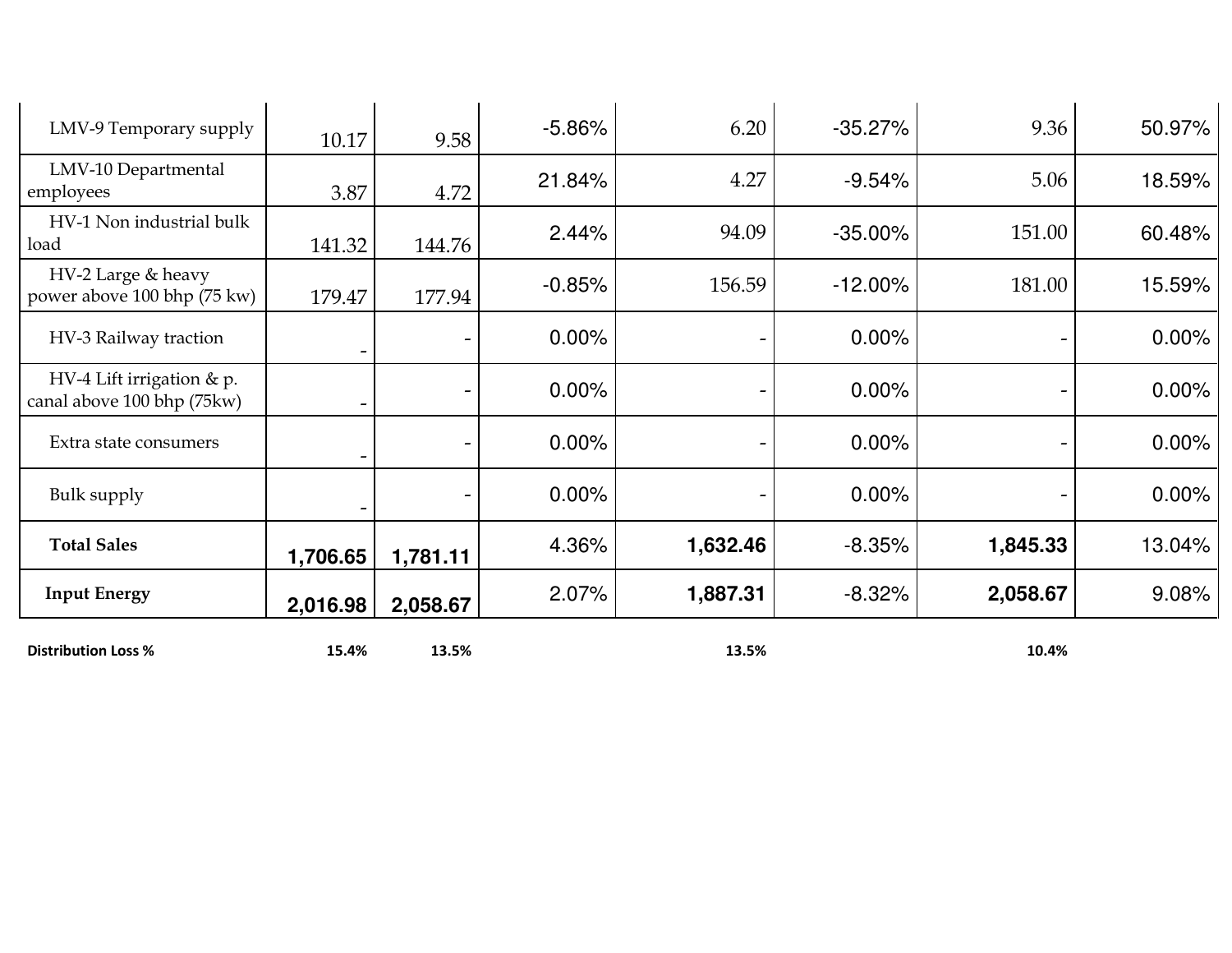| | | | | | | | |
|---|---|---|---|---|---|---|---|
| LMV-9 Temporary supply | 10.17 | 9.58 | -5.86% | 6.20 | -35.27% | 9.36 | 50.97% |
| LMV-10 Departmental employees | 3.87 | 4.72 | 21.84% | 4.27 | -9.54% | 5.06 | 18.59% |
| HV-1 Non industrial bulk load | 141.32 | 144.76 | 2.44% | 94.09 | -35.00% | 151.00 | 60.48% |
| HV-2 Large & heavy power above 100 bhp (75 kw) | 179.47 | 177.94 | -0.85% | 156.59 | -12.00% | 181.00 | 15.59% |
| HV-3 Railway traction | - | - | 0.00% | - | 0.00% | - | 0.00% |
| HV-4 Lift irrigation & p. canal above 100 bhp (75kw) | - | - | 0.00% | - | 0.00% | - | 0.00% |
| Extra state consumers | - | - | 0.00% | - | 0.00% | - | 0.00% |
| Bulk supply | - | - | 0.00% | - | 0.00% | - | 0.00% |
| **Total Sales** | **1,706.65** | **1,781.11** | 4.36% | **1,632.46** | -8.35% | **1,845.33** | 13.04% |
| **Input Energy** | **2,016.98** | **2,058.67** | 2.07% | **1,887.31** | -8.32% | **2,058.67** | 9.08% |
| **Distribution Loss %** | **15.4%** | **13.5%** | | **13.5%** | | **10.4%** | |